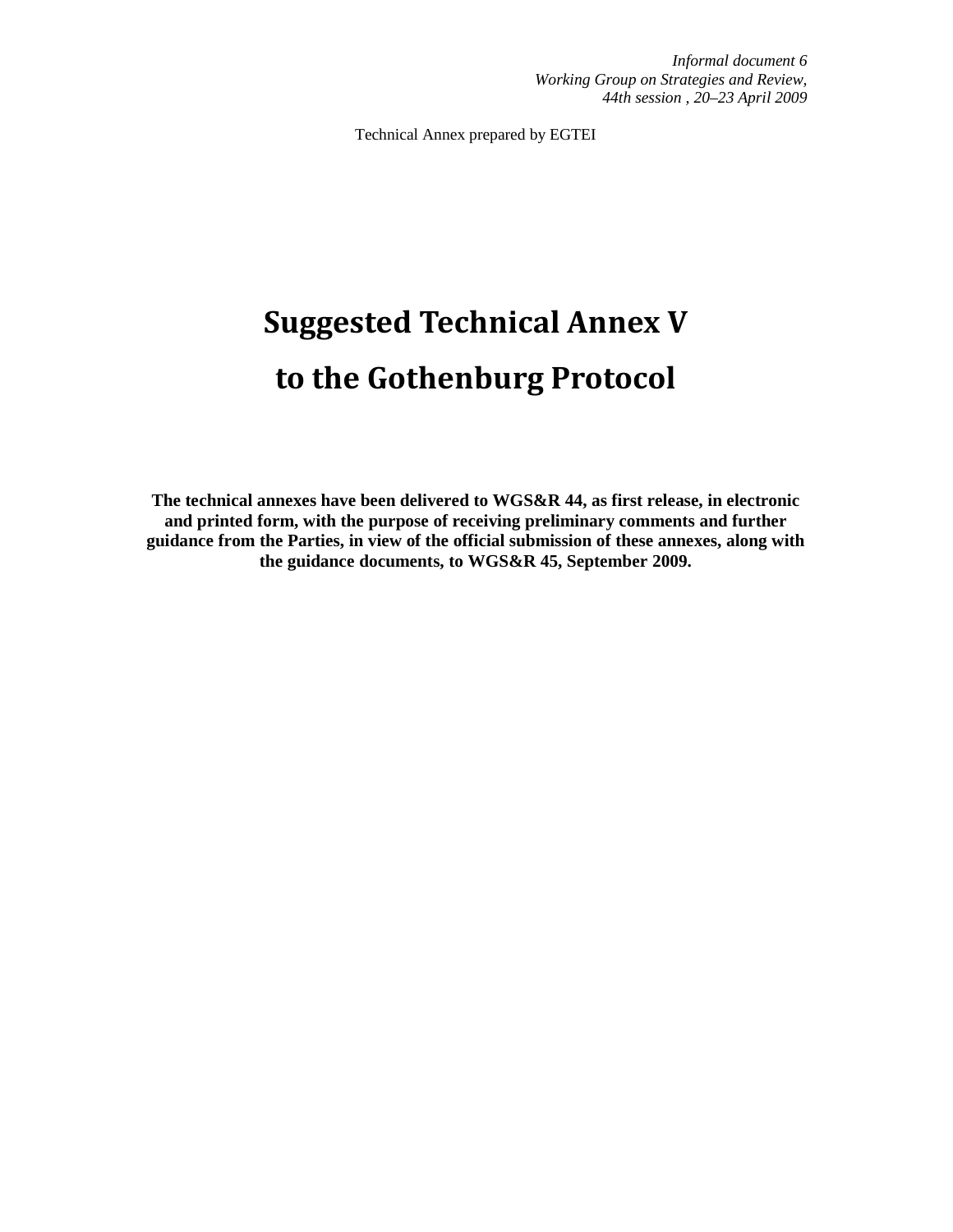*Informal document 6*
*Working Group on Strategies and Review,*
*44th session , 20–23 April 2009*

Technical Annex prepared by EGTEI

# Suggested Technical Annex V
# to the Gothenburg Protocol

**The technical annexes have been delivered to WGS&R 44, as first release, in electronic and printed form, with the purpose of receiving preliminary comments and further guidance from the Parties, in view of the official submission of these annexes, along with the guidance documents, to WGS&R 45, September 2009.**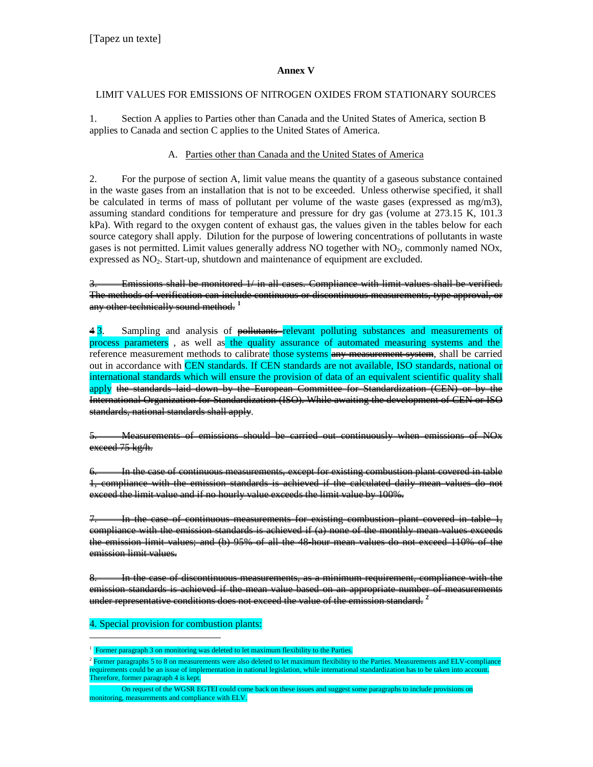[Tapez un texte]

**Annex V**

LIMIT VALUES FOR EMISSIONS OF NITROGEN OXIDES FROM STATIONARY SOURCES

1. Section A applies to Parties other than Canada and the United States of America, section B applies to Canada and section C applies to the United States of America.

A. Parties other than Canada and the United States of America

2. For the purpose of section A, limit value means the quantity of a gaseous substance contained in the waste gases from an installation that is not to be exceeded. Unless otherwise specified, it shall be calculated in terms of mass of pollutant per volume of the waste gases (expressed as mg/m3), assuming standard conditions for temperature and pressure for dry gas (volume at 273.15 K, 101.3 kPa). With regard to the oxygen content of exhaust gas, the values given in the tables below for each source category shall apply. Dilution for the purpose of lowering concentrations of pollutants in waste gases is not permitted. Limit values generally address NO together with $NO_2$, commonly named NOx, expressed as $NO_2$. Start-up, shutdown and maintenance of equipment are excluded.

~~3. Emissions shall be monitored 1/ in all cases. Compliance with limit values shall be verified. The methods of verification can include continuous or discontinuous measurements, type approval, or any other technically sound method.~~ [1]

~~4~~ 3. Sampling and analysis of ~~pollutants~~ relevant polluting substances and measurements of process parameters , as well as the quality assurance of automated measuring systems and the reference measurement methods to calibrate those systems ~~any measurement system~~, shall be carried out in accordance with CEN standards. If CEN standards are not available, ISO standards, national or international standards which will ensure the provision of data of an equivalent scientific quality shall apply ~~the standards laid down by the European Committee for Standardization (CEN) or by the International Organization for Standardization (ISO). While awaiting the development of CEN or ISO standards, national standards shall apply~~.

~~5. Measurements of emissions should be carried out continuously when emissions of NOx exceed 75 kg/h.~~

~~6. In the case of continuous measurements, except for existing combustion plant covered in table 1, compliance with the emission standards is achieved if the calculated daily mean values do not exceed the limit value and if no hourly value exceeds the limit value by 100%.~~

~~7. In the case of continuous measurements for existing combustion plant covered in table 1, compliance with the emission standards is achieved if (a) none of the monthly mean values exceeds the emission limit values; and (b) 95% of all the 48-hour mean values do not exceed 110% of the emission limit values.~~

~~8. In the case of discontinuous measurements, as a minimum requirement, compliance with the emission standards is achieved if the mean value based on an appropriate number of measurements under representative conditions does not exceed the value of the emission standard.~~ [2]

4. Special provision for combustion plants:

---

[1] Former paragraph 3 on monitoring was deleted to let maximum flexibility to the Parties.

[2] Former paragraphs 5 to 8 on measurements were also deleted to let maximum flexibility to the Parties. Measurements and ELV-compliance requirements could be an issue of implementation in national legislation, while international standardization has to be taken into account. Therefore, former paragraph 4 is kept.

On request of the WGSR EGTEI could come back on these issues and suggest some paragraphs to include provisions on monitoring, measurements and compliance with ELV.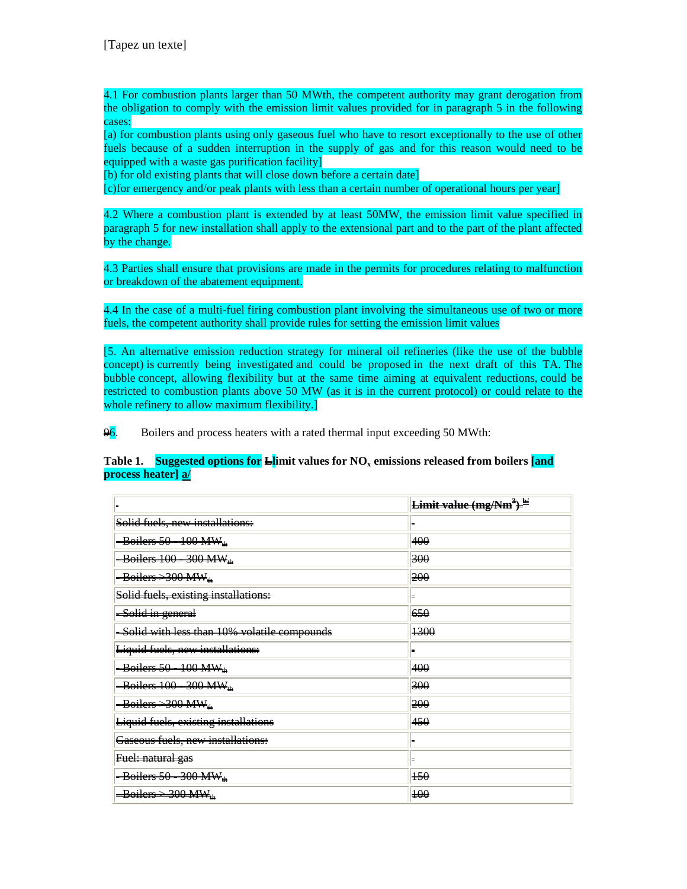[Tapez un texte]

4.1 For combustion plants larger than 50 MWth, the competent authority may grant derogation from the obligation to comply with the emission limit values provided for in paragraph 5 in the following cases:
[a) for combustion plants using only gaseous fuel who have to resort exceptionally to the use of other fuels because of a sudden interruption in the supply of gas and for this reason would need to be equipped with a waste gas purification facility]
[b) for old existing plants that will close down before a certain date]
[c)for emergency and/or peak plants with less than a certain number of operational hours per year]

4.2 Where a combustion plant is extended by at least 50MW, the emission limit value specified in paragraph 5 for new installation shall apply to the extensional part and to the part of the plant affected by the change.

4.3 Parties shall ensure that provisions are made in the permits for procedures relating to malfunction or breakdown of the abatement equipment.

4.4 In the case of a multi-fuel firing combustion plant involving the simultaneous use of two or more fuels, the competent authority shall provide rules for setting the emission limit values

[5. An alternative emission reduction strategy for mineral oil refineries (like the use of the bubble concept) is currently being investigated and could be proposed in the next draft of this TA. The bubble concept, allowing flexibility but at the same time aiming at equivalent reductions, could be restricted to combustion plants above 50 MW (as it is in the current protocol) or could relate to the whole refinery to allow maximum flexibility.]

~~9~~6. Boilers and process heaters with a rated thermal input exceeding 50 MWth:

**Table 1. Suggested options for ~~L~~limit values for $NO_x$ emissions released from boilers [and process heater] a/**

| | ~~Limit value (mg/Nm³) b/~~ |
|---|---|
| ~~Solid fuels, new installations:~~ | |
| ~~- Boilers 50 - 100 MWth~~ | ~~400~~ |
| ~~- Boilers 100 - 300 MWth~~ | ~~300~~ |
| ~~- Boilers >300 MWth~~ | ~~200~~ |
| ~~Solid fuels, existing installations:~~ | |
| ~~- Solid in general~~ | ~~650~~ |
| ~~- Solid with less than 10% volatile compounds~~ | ~~1300~~ |
| ~~Liquid fuels, new installations:~~ | |
| ~~- Boilers 50 - 100 MWth~~ | ~~400~~ |
| ~~- Boilers 100 - 300 MWth~~ | ~~300~~ |
| ~~- Boilers >300 MWth~~ | ~~200~~ |
| ~~Liquid fuels, existing installations~~ | ~~450~~ |
| ~~Gaseous fuels, new installations:~~ | |
| ~~Fuel: natural gas~~ | |
| ~~- Boilers 50 - 300 MWth~~ | ~~150~~ |
| ~~- Boilers > 300 MWth~~ | ~~100~~ |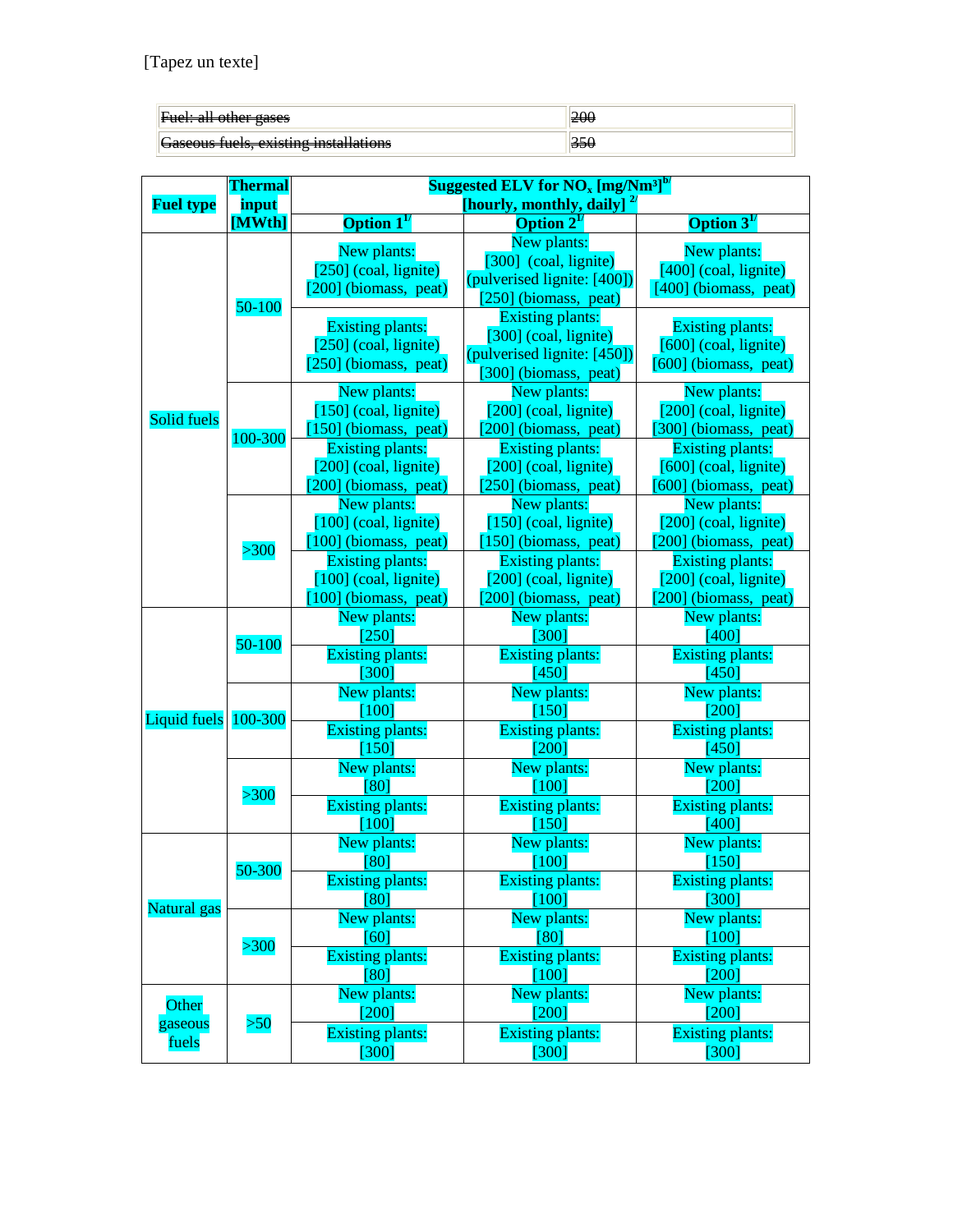[Tapez un texte]

| ~~Fuel: all other gases~~ | ~~200~~ |
|---|---|
| ~~Gaseous fuels, existing installations~~ | ~~350~~ |

| **Fuel type** | **Thermal input [MWth]** | **Suggested ELV for $NO_x$ [mg/Nm³]**[b/] **[hourly, monthly, daily]** [2/] | | |
|---|---|---|---|---|
| | | **Option 1**[1/] | **Option 2**[1/] | **Option 3**[1/] |
| Solid fuels | 50-100 | New plants: [250] (coal, lignite) [200] (biomass, peat) | New plants: [300] (coal, lignite) (pulverised lignite: [400]) [250] (biomass, peat) | New plants: [400] (coal, lignite) [400] (biomass, peat) |
| | | Existing plants: [250] (coal, lignite) [250] (biomass, peat) | Existing plants: [300] (coal, lignite) (pulverised lignite: [450]) [300] (biomass, peat) | Existing plants: [600] (coal, lignite) [600] (biomass, peat) |
| | 100-300 | New plants: [150] (coal, lignite) [150] (biomass, peat) | New plants: [200] (coal, lignite) [200] (biomass, peat) | New plants: [200] (coal, lignite) [300] (biomass, peat) |
| | | Existing plants: [200] (coal, lignite) [200] (biomass, peat) | Existing plants: [200] (coal, lignite) [250] (biomass, peat) | Existing plants: [600] (coal, lignite) [600] (biomass, peat) |
| | >300 | New plants: [100] (coal, lignite) [100] (biomass, peat) | New plants: [150] (coal, lignite) [150] (biomass, peat) | New plants: [200] (coal, lignite) [200] (biomass, peat) |
| | | Existing plants: [100] (coal, lignite) [100] (biomass, peat) | Existing plants: [200] (coal, lignite) [200] (biomass, peat) | Existing plants: [200] (coal, lignite) [200] (biomass, peat) |
| Liquid fuels | 50-100 | New plants: [250] | New plants: [300] | New plants: [400] |
| | | Existing plants: [300] | Existing plants: [450] | Existing plants: [450] |
| | 100-300 | New plants: [100] | New plants: [150] | New plants: [200] |
| | | Existing plants: [150] | Existing plants: [200] | Existing plants: [450] |
| | >300 | New plants: [80] | New plants: [100] | New plants: [200] |
| | | Existing plants: [100] | Existing plants: [150] | Existing plants: [400] |
| Natural gas | 50-300 | New plants: [80] | New plants: [100] | New plants: [150] |
| | | Existing plants: [80] | Existing plants: [100] | Existing plants: [300] |
| | >300 | New plants: [60] | New plants: [80] | New plants: [100] |
| | | Existing plants: [80] | Existing plants: [100] | Existing plants: [200] |
| Other gaseous fuels | >50 | New plants: [200] | New plants: [200] | New plants: [200] |
| | | Existing plants: [300] | Existing plants: [300] | Existing plants: [300] |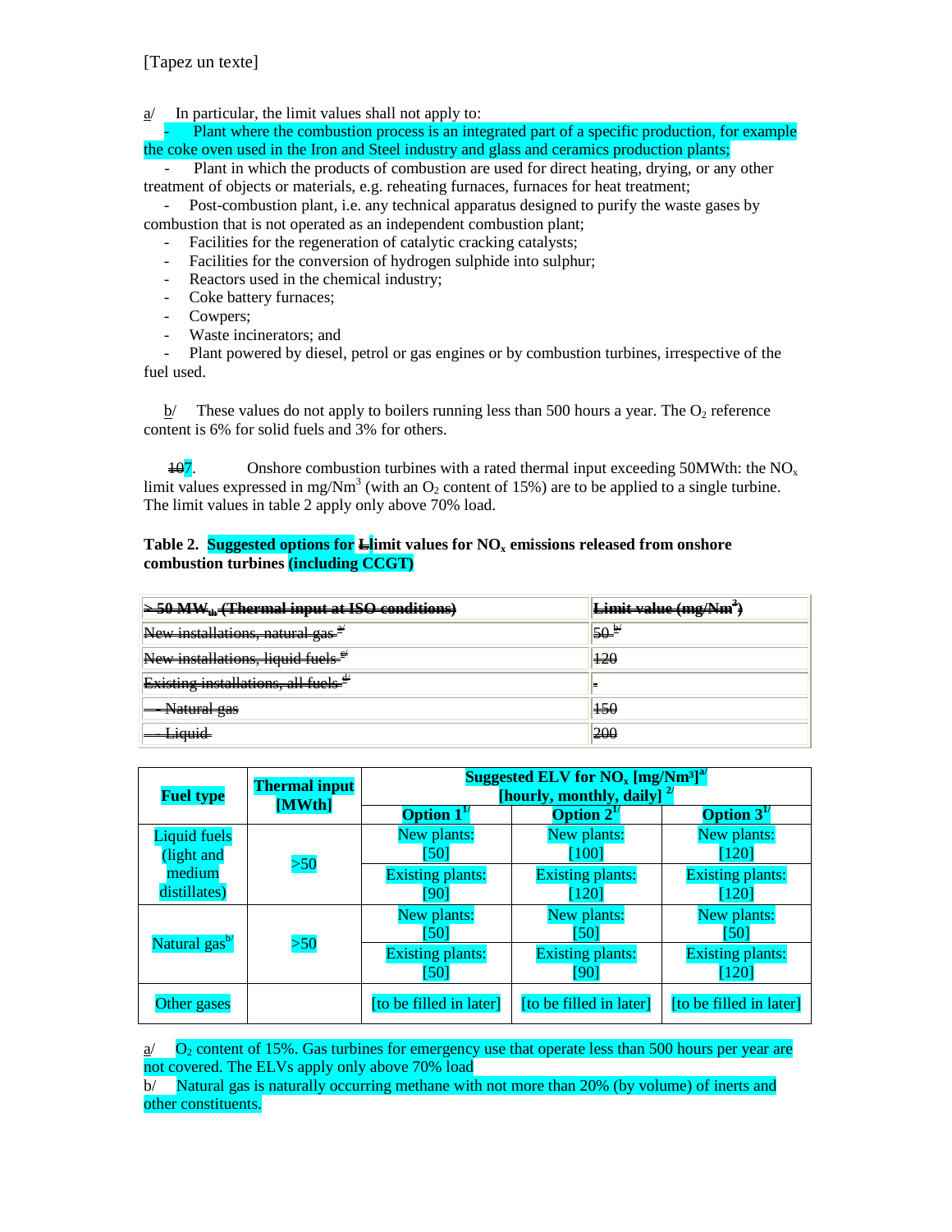[Tapez un texte]

a/ In particular, the limit values shall not apply to:

- Plant where the combustion process is an integrated part of a specific production, for example the coke oven used in the Iron and Steel industry and glass and ceramics production plants;
- Plant in which the products of combustion are used for direct heating, drying, or any other treatment of objects or materials, e.g. reheating furnaces, furnaces for heat treatment;
- Post-combustion plant, i.e. any technical apparatus designed to purify the waste gases by combustion that is not operated as an independent combustion plant;
- Facilities for the regeneration of catalytic cracking catalysts;
- Facilities for the conversion of hydrogen sulphide into sulphur;
- Reactors used in the chemical industry;
- Coke battery furnaces;
- Cowpers;
- Waste incinerators; and
- Plant powered by diesel, petrol or gas engines or by combustion turbines, irrespective of the fuel used.

b/ These values do not apply to boilers running less than 500 hours a year. The $O_2$ reference content is 6% for solid fuels and 3% for others.

~~10~~7. Onshore combustion turbines with a rated thermal input exceeding 50MWth: the $NO_x$ limit values expressed in mg/Nm$^3$ (with an $O_2$ content of 15%) are to be applied to a single turbine. The limit values in table 2 apply only above 70% load.

**Table 2. Suggested options for ~~L~~limit values for $NO_x$ emissions released from onshore combustion turbines (including CCGT)**

| ~~> 50 MW$_{th}$ (Thermal input at ISO conditions)~~ | ~~Limit value (mg/Nm$^3$)~~ |
|---|---|
| ~~New installations, natural gas [a]~~ | ~~50 [b]~~ |
| ~~New installations, liquid fuels [c]~~ | ~~120~~ |
| ~~Existing installations, all fuels [d]~~ | ~~-~~ |
| ~~- Natural gas~~ | ~~150~~ |
| ~~- Liquid~~ | ~~200~~ |

| Fuel type | Thermal input [MWth] | Suggested ELV for $NO_x$ [mg/Nm³][a] [hourly, monthly, daily] [2/] | | |
|---|---|---|---|---|
| | | Option 1[1/] | Option 2[1/] | Option 3[1/] |
| Liquid fuels (light and medium distillates) | >50 | New plants: [50] | New plants: [100] | New plants: [120] |
| | | Existing plants: [90] | Existing plants: [120] | Existing plants: [120] |
| Natural gas[b/] | >50 | New plants: [50] | New plants: [50] | New plants: [50] |
| | | Existing plants: [50] | Existing plants: [90] | Existing plants: [120] |
| Other gases | | [to be filled in later] | [to be filled in later] | [to be filled in later] |

a/ $O_2$ content of 15%. Gas turbines for emergency use that operate less than 500 hours per year are not covered. The ELVs apply only above 70% load

b/ Natural gas is naturally occurring methane with not more than 20% (by volume) of inerts and other constituents.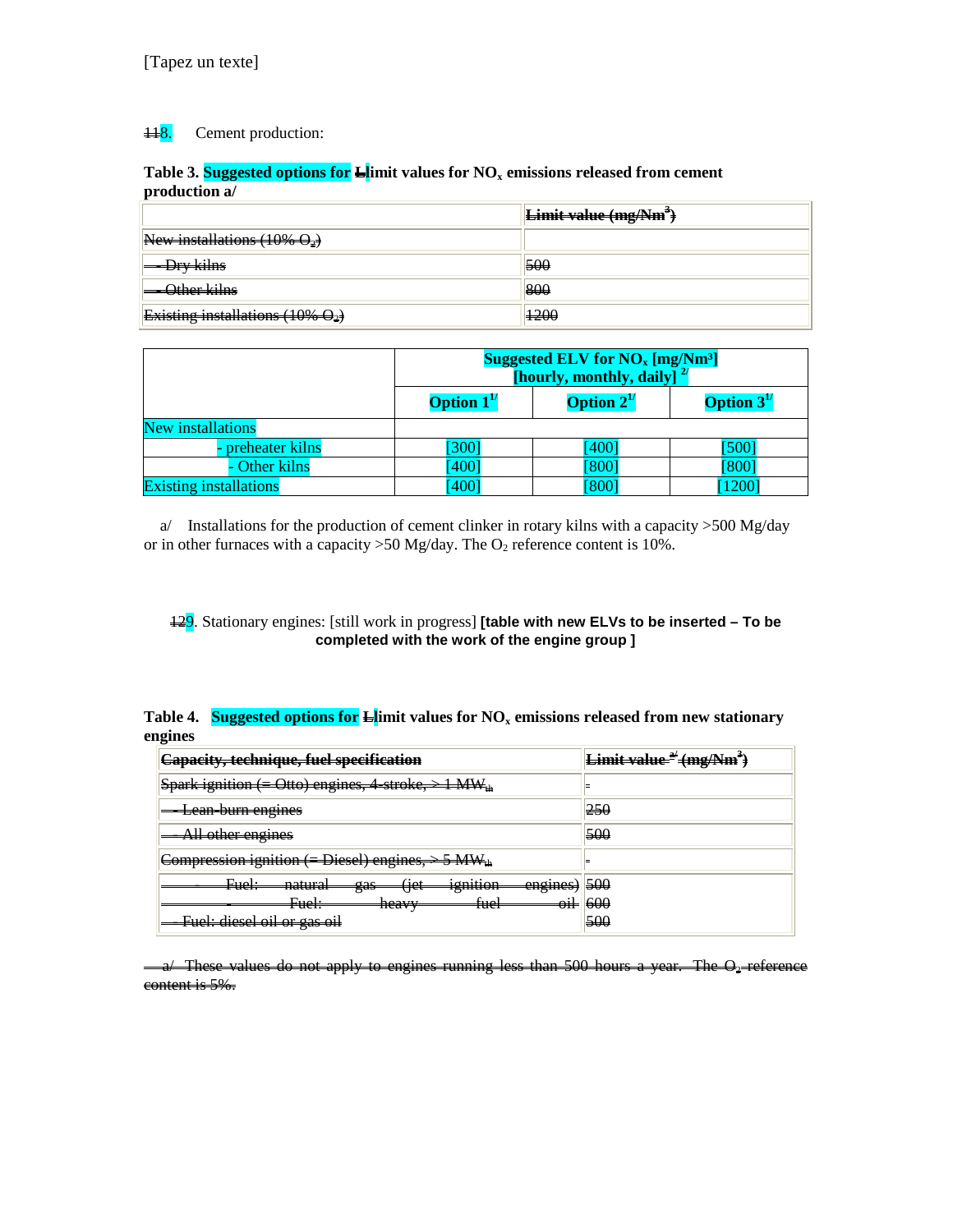[Tapez un texte]

~~11~~8. Cement production:

**Table 3. Suggested options for ~~L~~limit values for $NO_x$ emissions released from cement production a/**

| | ~~Limit value (mg/Nm³)~~ |
|---|---|
| ~~New installations (10% $O_2$)~~ | |
| ~~- Dry kilns~~ | ~~500~~ |
| ~~- Other kilns~~ | ~~800~~ |
| ~~Existing installations (10% $O_2$)~~ | ~~1200~~ |

| | **Suggested ELV for $NO_x$ [mg/Nm³] [hourly, monthly, daily]** [2/] | | |
|---|---|---|---|
| | **Option 1**[1/] | **Option 2**[1/] | **Option 3**[1/] |
| New installations | | | |
| - preheater kilns | [300] | [400] | [500] |
| - Other kilns | [400] | [800] | [800] |
| Existing installations | [400] | [800] | [1200] |

a/ Installations for the production of cement clinker in rotary kilns with a capacity >500 Mg/day or in other furnaces with a capacity >50 Mg/day. The $O_2$ reference content is 10%.

~~12~~9. Stationary engines: [still work in progress] **[table with new ELVs to be inserted – To be completed with the work of the engine group ]**

**Table 4. Suggested options for ~~L~~limit values for $NO_x$ emissions released from new stationary engines**

| ~~Capacity, technique, fuel specification~~ | ~~Limit value a/ (mg/Nm³)~~ |
|---|---|
| ~~Spark ignition (= Otto) engines, 4-stroke, > 1 $MW_{th}$~~ | ~~-~~ |
| ~~- Lean-burn engines~~ | ~~250~~ |
| ~~- All other engines~~ | ~~500~~ |
| ~~Compression ignition (= Diesel) engines, > 5 $MW_{th}$~~ | ~~-~~ |
| ~~- Fuel: natural gas (jet ignition engines)~~<br>~~- Fuel: heavy fuel oil~~<br>~~- Fuel: diesel oil or gas oil~~ | ~~500~~<br>~~600~~<br>~~500~~ |

~~a/ These values do not apply to engines running less than 500 hours a year. The $O_2$ reference content is 5%.~~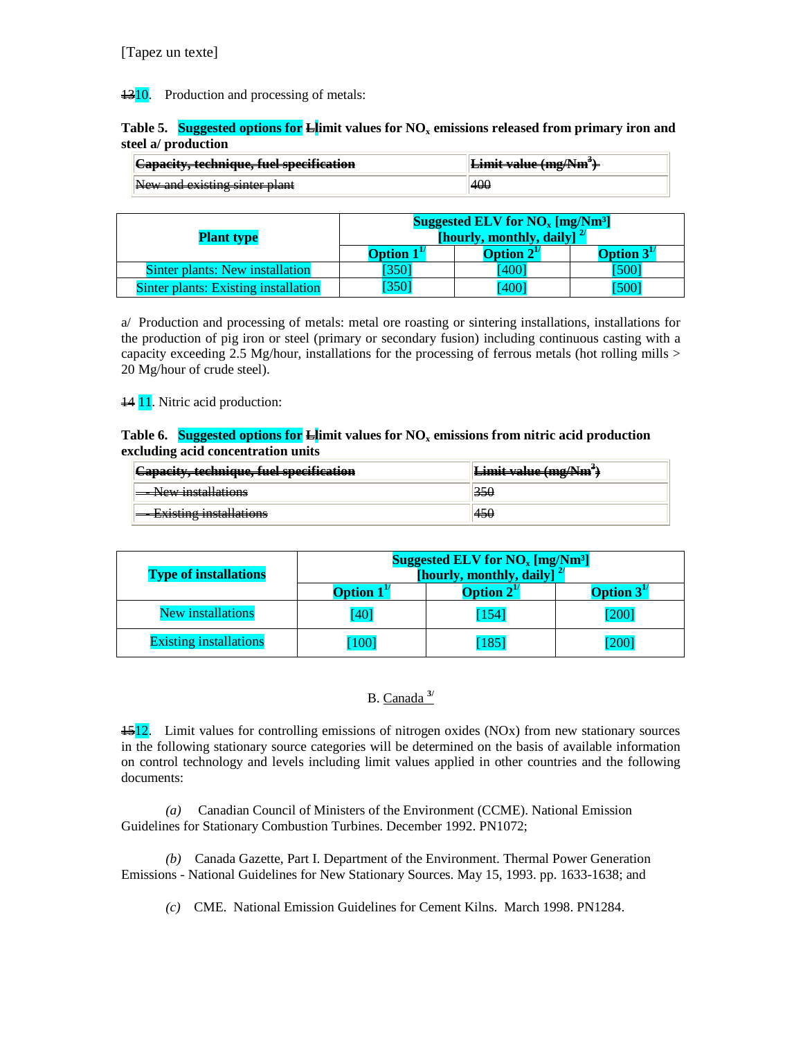[Tapez un texte]

~~13~~10. Production and processing of metals:

**Table 5. Suggested options for ~~L~~limit values for $NO_x$ emissions released from primary iron and steel a/ production**

| ~~Capacity, technique, fuel specification~~ | ~~Limit value (mg/Nm³)~~ |
|---|---|
| ~~New and existing sinter plant~~ | ~~400~~ |

| **Plant type** | **Suggested ELV for $NO_x$ [mg/Nm³] [hourly, monthly, daily]** [2/] | | |
|---|---|---|---|
| | **Option 1**[1/] | **Option 2**[1/] | **Option 3**[1/] |
| Sinter plants: New installation | [350] | [400] | [500] |
| Sinter plants: Existing installation | [350] | [400] | [500] |

a/ Production and processing of metals: metal ore roasting or sintering installations, installations for the production of pig iron or steel (primary or secondary fusion) including continuous casting with a capacity exceeding 2.5 Mg/hour, installations for the processing of ferrous metals (hot rolling mills > 20 Mg/hour of crude steel).

~~14~~ 11. Nitric acid production:

**Table 6. Suggested options for ~~L~~limit values for $NO_x$ emissions from nitric acid production excluding acid concentration units**

| ~~Capacity, technique, fuel specification~~ | ~~Limit value (mg/Nm³)~~ |
|---|---|
| ~~- New installations~~ | ~~350~~ |
| ~~- Existing installations~~ | ~~450~~ |

| **Type of installations** | **Suggested ELV for $NO_x$ [mg/Nm³] [hourly, monthly, daily]** [2/] | | |
|---|---|---|---|
| | **Option 1**[1/] | **Option 2**[1/] | **Option 3**[1/] |
| New installations | [40] | [154] | [200] |
| Existing installations | [100] | [185] | [200] |

B. Canada [3/]

~~15~~12. Limit values for controlling emissions of nitrogen oxides (NOx) from new stationary sources in the following stationary source categories will be determined on the basis of available information on control technology and levels including limit values applied in other countries and the following documents:

*(a)* Canadian Council of Ministers of the Environment (CCME). National Emission Guidelines for Stationary Combustion Turbines. December 1992. PN1072;

*(b)* Canada Gazette, Part I. Department of the Environment. Thermal Power Generation Emissions - National Guidelines for New Stationary Sources. May 15, 1993. pp. 1633-1638; and

*(c)* CME. National Emission Guidelines for Cement Kilns. March 1998. PN1284.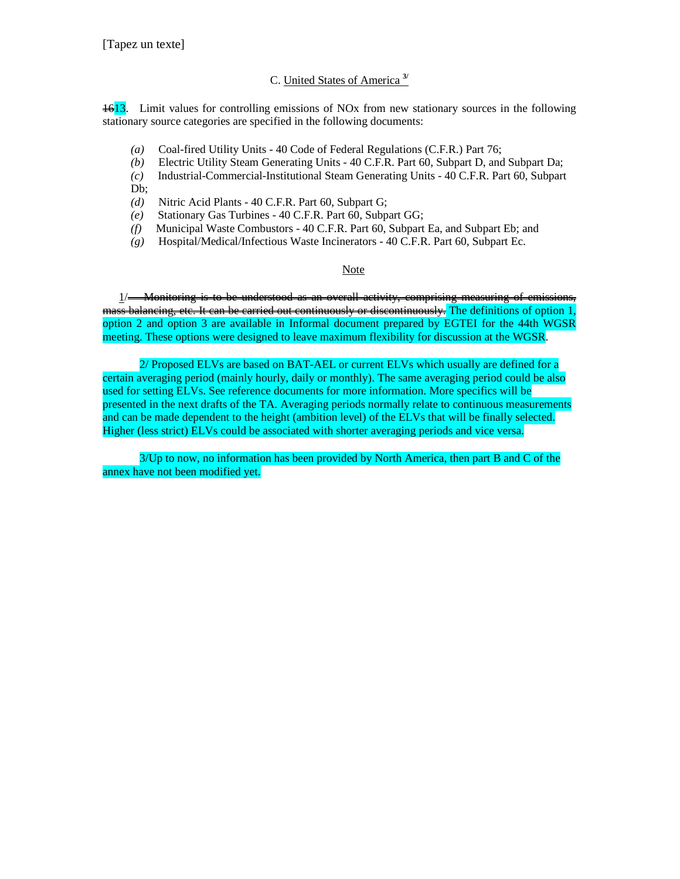[Tapez un texte]

C. United States of America [3/]

~~16~~13. Limit values for controlling emissions of NOx from new stationary sources in the following stationary source categories are specified in the following documents:

*(a)* Coal-fired Utility Units - 40 Code of Federal Regulations (C.F.R.) Part 76;
*(b)* Electric Utility Steam Generating Units - 40 C.F.R. Part 60, Subpart D, and Subpart Da;
*(c)* Industrial-Commercial-Institutional Steam Generating Units - 40 C.F.R. Part 60, Subpart Db;
*(d)* Nitric Acid Plants - 40 C.F.R. Part 60, Subpart G;
*(e)* Stationary Gas Turbines - 40 C.F.R. Part 60, Subpart GG;
*(f)* Municipal Waste Combustors - 40 C.F.R. Part 60, Subpart Ea, and Subpart Eb; and
*(g)* Hospital/Medical/Infectious Waste Incinerators - 40 C.F.R. Part 60, Subpart Ec.

Note

1/ ~~Monitoring is to be understood as an overall activity, comprising measuring of emissions, mass balancing, etc. It can be carried out continuously or discontinuously.~~ The definitions of option 1, option 2 and option 3 are available in Informal document prepared by EGTEI for the 44th WGSR meeting. These options were designed to leave maximum flexibility for discussion at the WGSR.

2/ Proposed ELVs are based on BAT-AEL or current ELVs which usually are defined for a certain averaging period (mainly hourly, daily or monthly). The same averaging period could be also used for setting ELVs. See reference documents for more information. More specifics will be presented in the next drafts of the TA. Averaging periods normally relate to continuous measurements and can be made dependent to the height (ambition level) of the ELVs that will be finally selected. Higher (less strict) ELVs could be associated with shorter averaging periods and vice versa.

3/Up to now, no information has been provided by North America, then part B and C of the annex have not been modified yet.